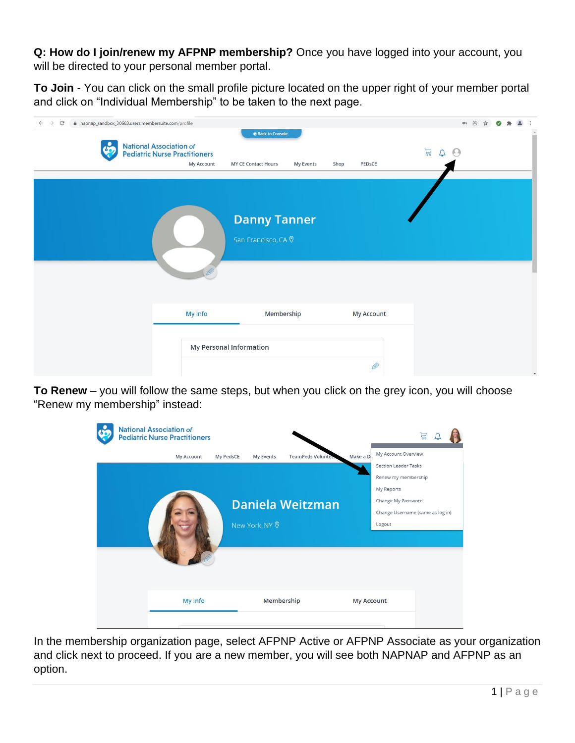**Q: How do I join/renew my AFPNP membership?** Once you have logged into your account, you will be directed to your personal member portal.

**To Join** - You can click on the small profile picture located on the upper right of your member portal and click on "Individual Membership" to be taken to the next page.

**To Renew** – you will follow the same steps, but when you click on the grey icon, you will choose "Renew my membership" instead:

In the membership organization page, select AFPNP Active or AFPNP Associate as your organization and click next to proceed. If you are a new member, you will see both NAPNAP and AFPNP as an option.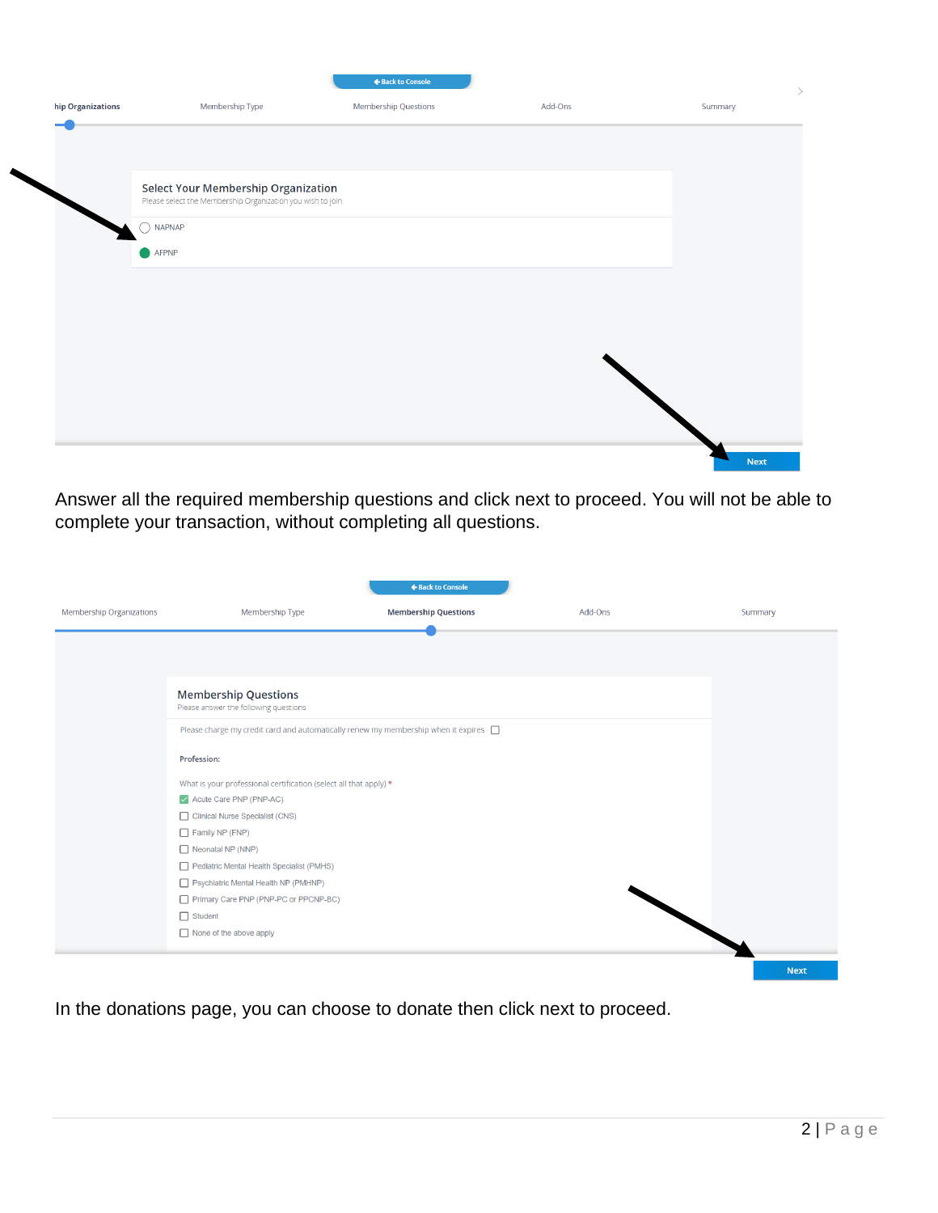Back to Console

hip Organizations | Membership Type | Membership Questions | Add-Ons | Summary

**Select Your Membership Organization**

Please select the Membership Organization you wish to join.

- NAPNAP
- AFPNP

Next

Answer all the required membership questions and click next to proceed. You will not be able to complete your transaction, without completing all questions.

Back to Console

Membership Organizations | Membership Type | **Membership Questions** | Add-Ons | Summary

**Membership Questions**

Please answer the following questions

Please charge my credit card and automatically renew my membership when it expires

**Profession:**

What is your professional certification (select all that apply) *

- [x] Acute Care PNP (PNP-AC)
- [ ] Clinical Nurse Specialist (CNS)
- [ ] Family NP (FNP)
- [ ] Neonatal NP (NNP)
- [ ] Pediatric Mental Health Specialist (PMHS)
- [ ] Psychiatric Mental Health NP (PMHNP)
- [ ] Primary Care PNP (PNP-PC or PPCNP-BC)
- [ ] Student
- [ ] None of the above apply

Next

In the donations page, you can choose to donate then click next to proceed.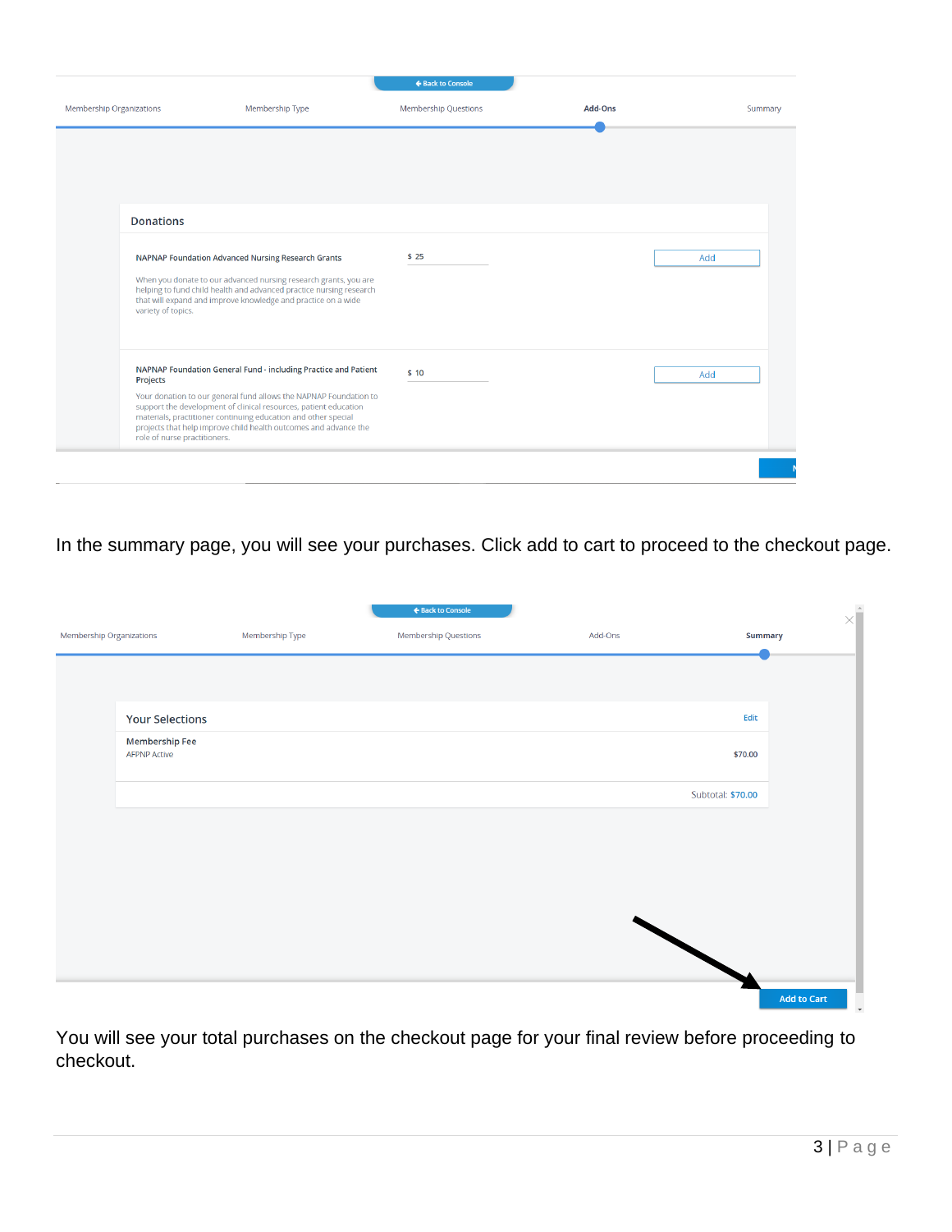Back to Console

Membership Organizations | Membership Type | Membership Questions | **Add-Ons** | Summary

## Donations

**NAPNAP Foundation Advanced Nursing Research Grants** $ 25 Add

When you donate to our advanced nursing research grants, you are helping to fund child health and advanced practice nursing research that will expand and improve knowledge and practice on a wide variety of topics.

**NAPNAP Foundation General Fund - including Practice and Patient Projects** $ 10 Add

Your donation to our general fund allows the NAPNAP Foundation to support the development of clinical resources, patient education materials, practitioner continuing education and other special projects that help improve child health outcomes and advance the role of nurse practitioners.

In the summary page, you will see your purchases. Click add to cart to proceed to the checkout page.

Back to Console

Membership Organizations | Membership Type | Membership Questions | Add-Ons | **Summary**

## Your Selections

Edit

**Membership Fee**
AFPNP Active — $70.00

Subtotal: $70.00

Add to Cart

You will see your total purchases on the checkout page for your final review before proceeding to checkout.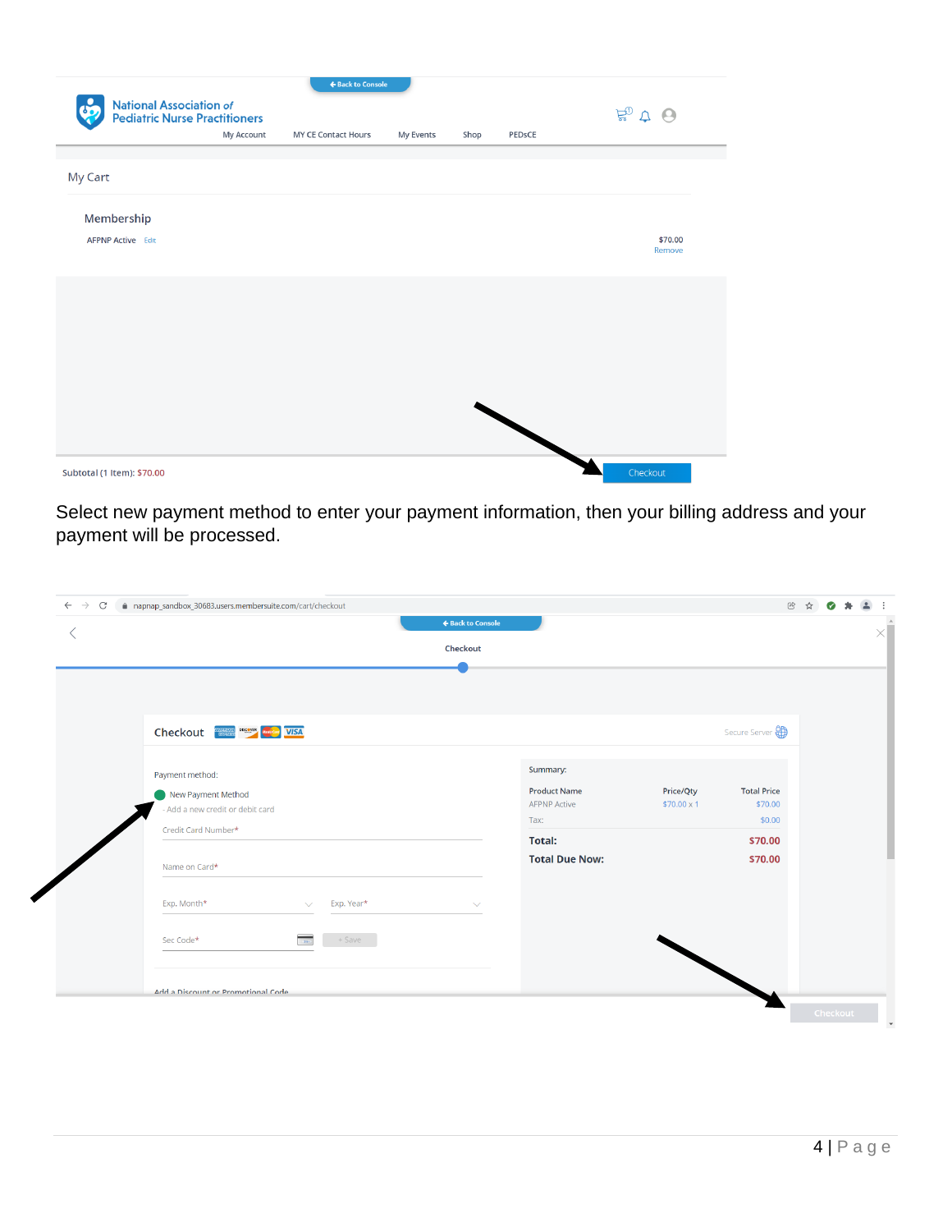Back to Console

National Association of Pediatric Nurse Practitioners

My Account MY CE Contact Hours My Events Shop PEDsCE

My Cart

Membership

AFPNP Active Edit $70.00 Remove

Subtotal (1 Item): $70.00 Checkout

Select new payment method to enter your payment information, then your billing address and your payment will be processed.

napnap_sandbox_30683.users.membersuite.com/cart/checkout

Back to Console

Checkout

Checkout Secure Server

Payment method:

New Payment Method

- Add a new credit or debit card

Credit Card Number*

Name on Card*

Exp. Month* Exp. Year*

Sec Code* + Save

Add a Discount or Promotional Code

Summary:

| Product Name | Price/Qty | Total Price |
|---|---|---|
| AFPNP Active | $70.00 x 1 | $70.00 |
| Tax: | | $0.00 |
| **Total:** | | **$70.00** |
| **Total Due Now:** | | **$70.00** |

Checkout